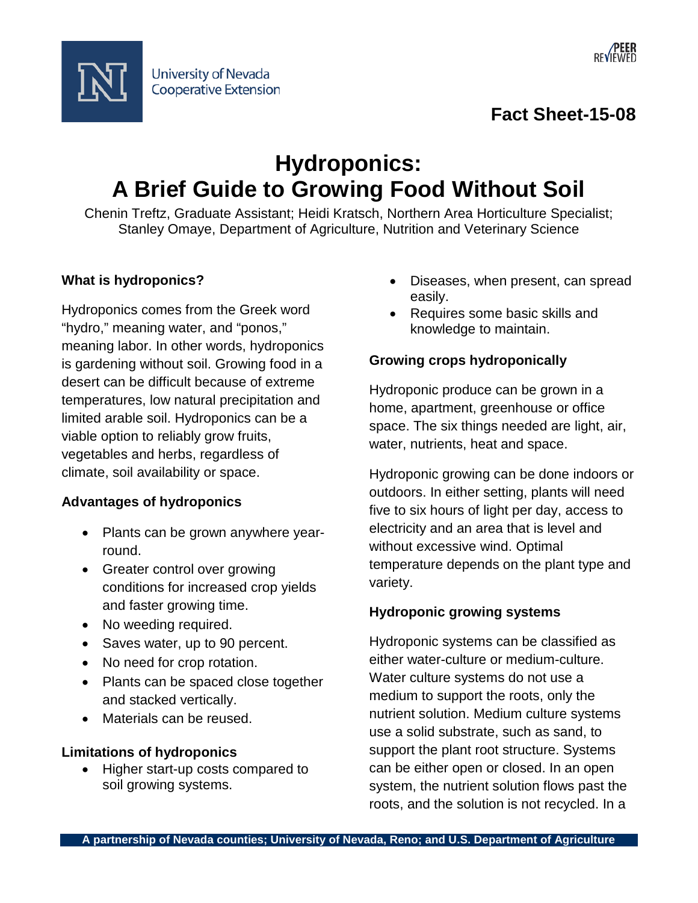University of Nevada
Cooperative Extension

PEER REVIEWED

**Fact Sheet-15-08**

# Hydroponics: A Brief Guide to Growing Food Without Soil

Chenin Treftz, Graduate Assistant; Heidi Kratsch, Northern Area Horticulture Specialist; Stanley Omaye, Department of Agriculture, Nutrition and Veterinary Science

### What is hydroponics?

Hydroponics comes from the Greek word "hydro," meaning water, and "ponos," meaning labor. In other words, hydroponics is gardening without soil. Growing food in a desert can be difficult because of extreme temperatures, low natural precipitation and limited arable soil. Hydroponics can be a viable option to reliably grow fruits, vegetables and herbs, regardless of climate, soil availability or space.

### Advantages of hydroponics

- Plants can be grown anywhere year-round.
- Greater control over growing conditions for increased crop yields and faster growing time.
- No weeding required.
- Saves water, up to 90 percent.
- No need for crop rotation.
- Plants can be spaced close together and stacked vertically.
- Materials can be reused.

### Limitations of hydroponics

- Higher start-up costs compared to soil growing systems.
- Diseases, when present, can spread easily.
- Requires some basic skills and knowledge to maintain.

### Growing crops hydroponically

Hydroponic produce can be grown in a home, apartment, greenhouse or office space. The six things needed are light, air, water, nutrients, heat and space.

Hydroponic growing can be done indoors or outdoors. In either setting, plants will need five to six hours of light per day, access to electricity and an area that is level and without excessive wind. Optimal temperature depends on the plant type and variety.

### Hydroponic growing systems

Hydroponic systems can be classified as either water-culture or medium-culture. Water culture systems do not use a medium to support the roots, only the nutrient solution. Medium culture systems use a solid substrate, such as sand, to support the plant root structure. Systems can be either open or closed. In an open system, the nutrient solution flows past the roots, and the solution is not recycled. In a

A partnership of Nevada counties; University of Nevada, Reno; and U.S. Department of Agriculture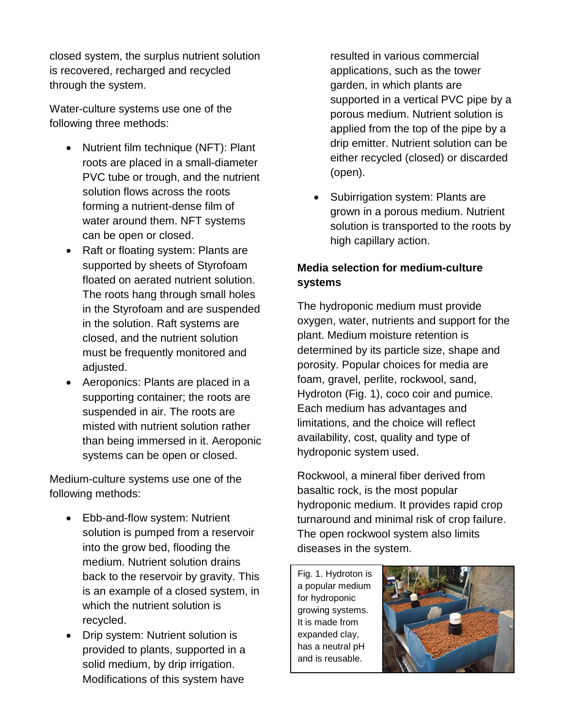closed system, the surplus nutrient solution is recovered, recharged and recycled through the system.

Water-culture systems use one of the following three methods:

- Nutrient film technique (NFT): Plant roots are placed in a small-diameter PVC tube or trough, and the nutrient solution flows across the roots forming a nutrient-dense film of water around them. NFT systems can be open or closed.
- Raft or floating system: Plants are supported by sheets of Styrofoam floated on aerated nutrient solution. The roots hang through small holes in the Styrofoam and are suspended in the solution. Raft systems are closed, and the nutrient solution must be frequently monitored and adjusted.
- Aeroponics: Plants are placed in a supporting container; the roots are suspended in air. The roots are misted with nutrient solution rather than being immersed in it. Aeroponic systems can be open or closed.

Medium-culture systems use one of the following methods:

- Ebb-and-flow system: Nutrient solution is pumped from a reservoir into the grow bed, flooding the medium. Nutrient solution drains back to the reservoir by gravity. This is an example of a closed system, in which the nutrient solution is recycled.
- Drip system: Nutrient solution is provided to plants, supported in a solid medium, by drip irrigation. Modifications of this system have resulted in various commercial applications, such as the tower garden, in which plants are supported in a vertical PVC pipe by a porous medium. Nutrient solution is applied from the top of the pipe by a drip emitter. Nutrient solution can be either recycled (closed) or discarded (open).
- Subirrigation system: Plants are grown in a porous medium. Nutrient solution is transported to the roots by high capillary action.

### Media selection for medium-culture systems

The hydroponic medium must provide oxygen, water, nutrients and support for the plant. Medium moisture retention is determined by its particle size, shape and porosity. Popular choices for media are foam, gravel, perlite, rockwool, sand, Hydroton (Fig. 1), coco coir and pumice. Each medium has advantages and limitations, and the choice will reflect availability, cost, quality and type of hydroponic system used.

Rockwool, a mineral fiber derived from basaltic rock, is the most popular hydroponic medium. It provides rapid crop turnaround and minimal risk of crop failure. The open rockwool system also limits diseases in the system.

Fig. 1. Hydroton is a popular medium for hydroponic growing systems. It is made from expanded clay, has a neutral pH and is reusable.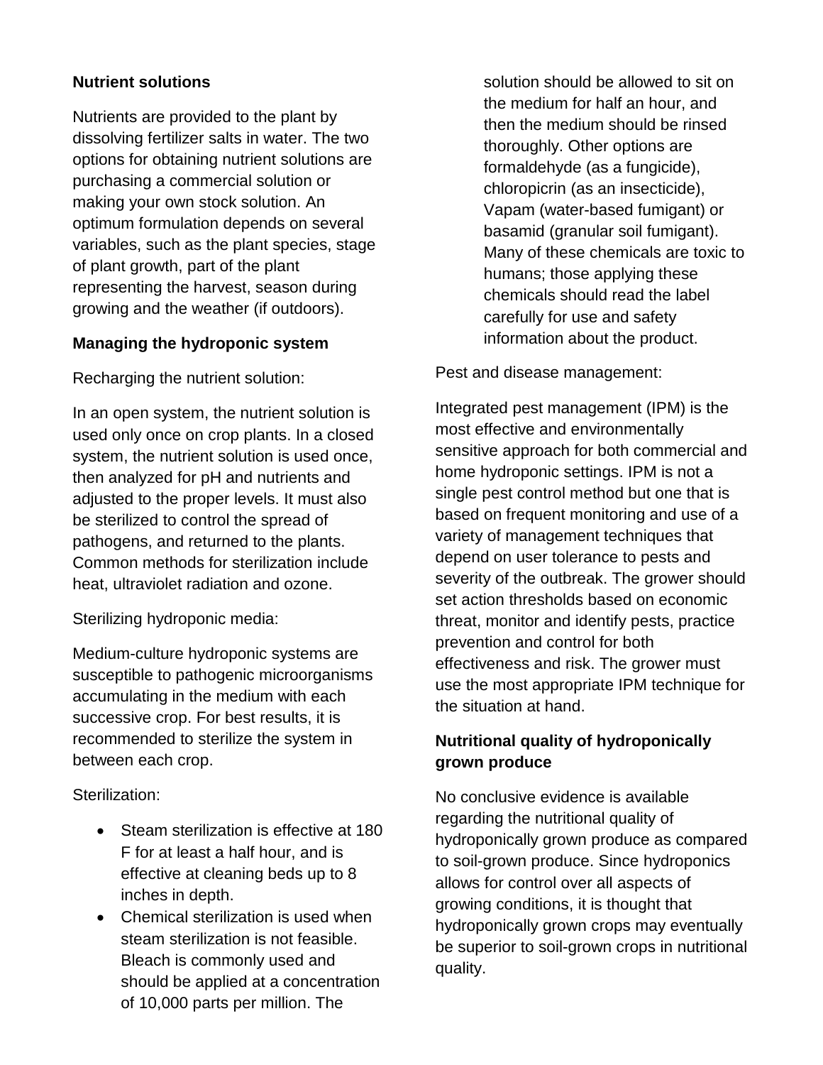**Nutrient solutions**

Nutrients are provided to the plant by dissolving fertilizer salts in water. The two options for obtaining nutrient solutions are purchasing a commercial solution or making your own stock solution. An optimum formulation depends on several variables, such as the plant species, stage of plant growth, part of the plant representing the harvest, season during growing and the weather (if outdoors).

**Managing the hydroponic system**

Recharging the nutrient solution:

In an open system, the nutrient solution is used only once on crop plants. In a closed system, the nutrient solution is used once, then analyzed for pH and nutrients and adjusted to the proper levels. It must also be sterilized to control the spread of pathogens, and returned to the plants. Common methods for sterilization include heat, ultraviolet radiation and ozone.

Sterilizing hydroponic media:

Medium-culture hydroponic systems are susceptible to pathogenic microorganisms accumulating in the medium with each successive crop. For best results, it is recommended to sterilize the system in between each crop.

Sterilization:

- Steam sterilization is effective at 180 F for at least a half hour, and is effective at cleaning beds up to 8 inches in depth.
- Chemical sterilization is used when steam sterilization is not feasible. Bleach is commonly used and should be applied at a concentration of 10,000 parts per million. The solution should be allowed to sit on the medium for half an hour, and then the medium should be rinsed thoroughly. Other options are formaldehyde (as a fungicide), chloropicrin (as an insecticide), Vapam (water-based fumigant) or basamid (granular soil fumigant). Many of these chemicals are toxic to humans; those applying these chemicals should read the label carefully for use and safety information about the product.

Pest and disease management:

Integrated pest management (IPM) is the most effective and environmentally sensitive approach for both commercial and home hydroponic settings. IPM is not a single pest control method but one that is based on frequent monitoring and use of a variety of management techniques that depend on user tolerance to pests and severity of the outbreak. The grower should set action thresholds based on economic threat, monitor and identify pests, practice prevention and control for both effectiveness and risk. The grower must use the most appropriate IPM technique for the situation at hand.

**Nutritional quality of hydroponically grown produce**

No conclusive evidence is available regarding the nutritional quality of hydroponically grown produce as compared to soil-grown produce. Since hydroponics allows for control over all aspects of growing conditions, it is thought that hydroponically grown crops may eventually be superior to soil-grown crops in nutritional quality.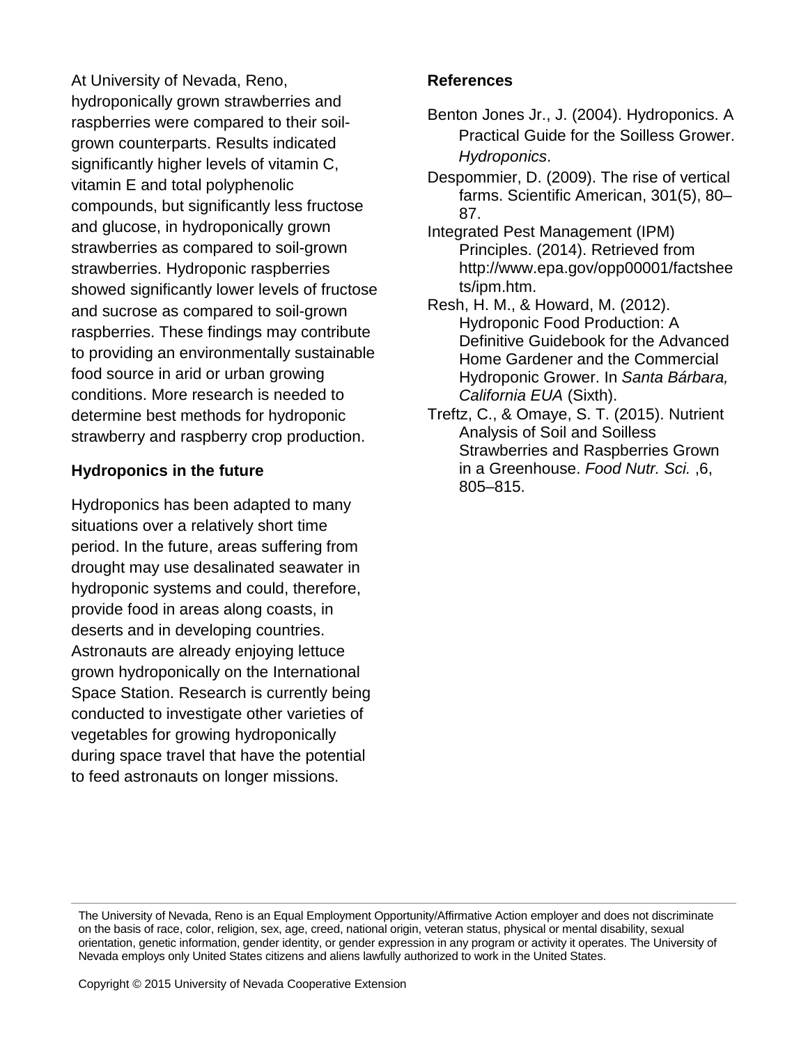At University of Nevada, Reno, hydroponically grown strawberries and raspberries were compared to their soil-grown counterparts. Results indicated significantly higher levels of vitamin C, vitamin E and total polyphenolic compounds, but significantly less fructose and glucose, in hydroponically grown strawberries as compared to soil-grown strawberries. Hydroponic raspberries showed significantly lower levels of fructose and sucrose as compared to soil-grown raspberries. These findings may contribute to providing an environmentally sustainable food source in arid or urban growing conditions. More research is needed to determine best methods for hydroponic strawberry and raspberry crop production.

## Hydroponics in the future

Hydroponics has been adapted to many situations over a relatively short time period. In the future, areas suffering from drought may use desalinated seawater in hydroponic systems and could, therefore, provide food in areas along coasts, in deserts and in developing countries. Astronauts are already enjoying lettuce grown hydroponically on the International Space Station. Research is currently being conducted to investigate other varieties of vegetables for growing hydroponically during space travel that have the potential to feed astronauts on longer missions.

## References

Benton Jones Jr., J. (2004). Hydroponics. A Practical Guide for the Soilless Grower. *Hydroponics*.

Despommier, D. (2009). The rise of vertical farms. Scientific American, 301(5), 80–87.

Integrated Pest Management (IPM) Principles. (2014). Retrieved from http://www.epa.gov/opp00001/factsheets/ipm.htm.

Resh, H. M., & Howard, M. (2012). Hydroponic Food Production: A Definitive Guidebook for the Advanced Home Gardener and the Commercial Hydroponic Grower. In *Santa Bárbara, California EUA* (Sixth).

Treftz, C., & Omaye, S. T. (2015). Nutrient Analysis of Soil and Soilless Strawberries and Raspberries Grown in a Greenhouse. *Food Nutr. Sci.* ,6, 805–815.

The University of Nevada, Reno is an Equal Employment Opportunity/Affirmative Action employer and does not discriminate on the basis of race, color, religion, sex, age, creed, national origin, veteran status, physical or mental disability, sexual orientation, genetic information, gender identity, or gender expression in any program or activity it operates. The University of Nevada employs only United States citizens and aliens lawfully authorized to work in the United States.

Copyright © 2015 University of Nevada Cooperative Extension